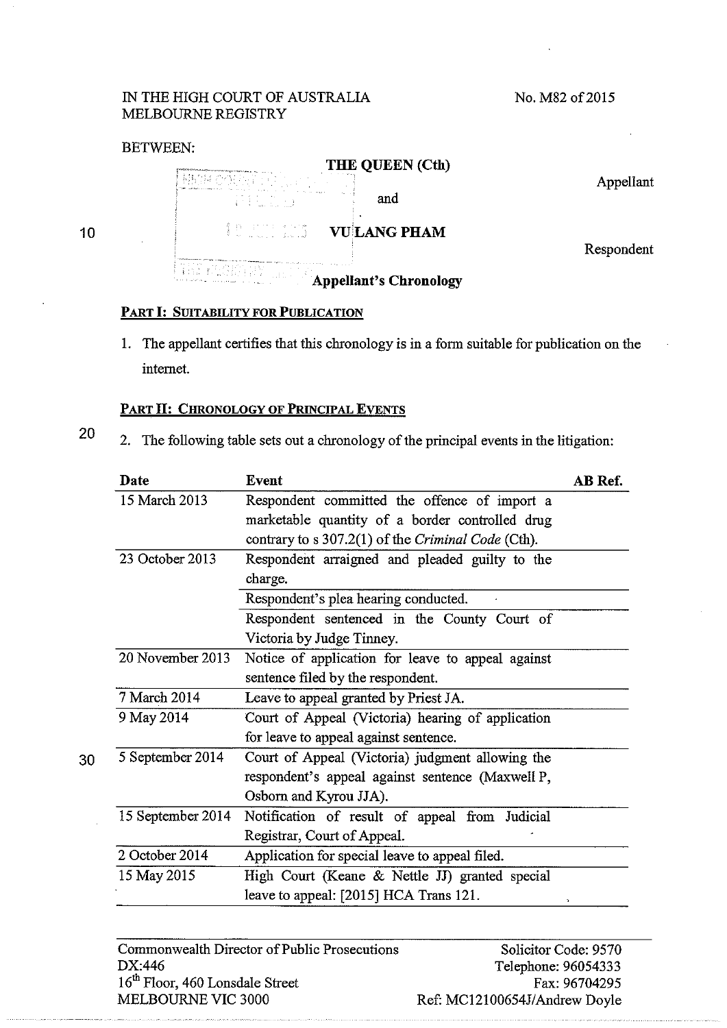IN THE HIGH COURT OF AUSTRALIA
MELBOURNE REGISTRY

No. M82 of 2015

BETWEEN:

**THE QUEEN (Cth)**

Appellant

and

**VU LANG PHAM**

Respondent

**Appellant's Chronology**

## PART I: SUITABILITY FOR PUBLICATION

1. The appellant certifies that this chronology is in a form suitable for publication on the internet.

## PART II: CHRONOLOGY OF PRINCIPAL EVENTS

2. The following table sets out a chronology of the principal events in the litigation:

| Date | Event | AB Ref. |
|---|---|---|
| 15 March 2013 | Respondent committed the offence of import a marketable quantity of a border controlled drug contrary to s 307.2(1) of the *Criminal Code* (Cth). | |
| 23 October 2013 | Respondent arraigned and pleaded guilty to the charge. | |
| | Respondent's plea hearing conducted. | |
| | Respondent sentenced in the County Court of Victoria by Judge Tinney. | |
| 20 November 2013 | Notice of application for leave to appeal against sentence filed by the respondent. | |
| 7 March 2014 | Leave to appeal granted by Priest JA. | |
| 9 May 2014 | Court of Appeal (Victoria) hearing of application for leave to appeal against sentence. | |
| 5 September 2014 | Court of Appeal (Victoria) judgment allowing the respondent's appeal against sentence (Maxwell P, Osborn and Kyrou JJA). | |
| 15 September 2014 | Notification of result of appeal from Judicial Registrar, Court of Appeal. | |
| 2 October 2014 | Application for special leave to appeal filed. | |
| 15 May 2015 | High Court (Keane & Nettle JJ) granted special leave to appeal: [2015] HCA Trans 121. | |

Commonwealth Director of Public Prosecutions
DX:446
16th Floor, 460 Lonsdale Street
MELBOURNE VIC 3000

Solicitor Code: 9570
Telephone: 96054333
Fax: 96704295
Ref: MC12100654J/Andrew Doyle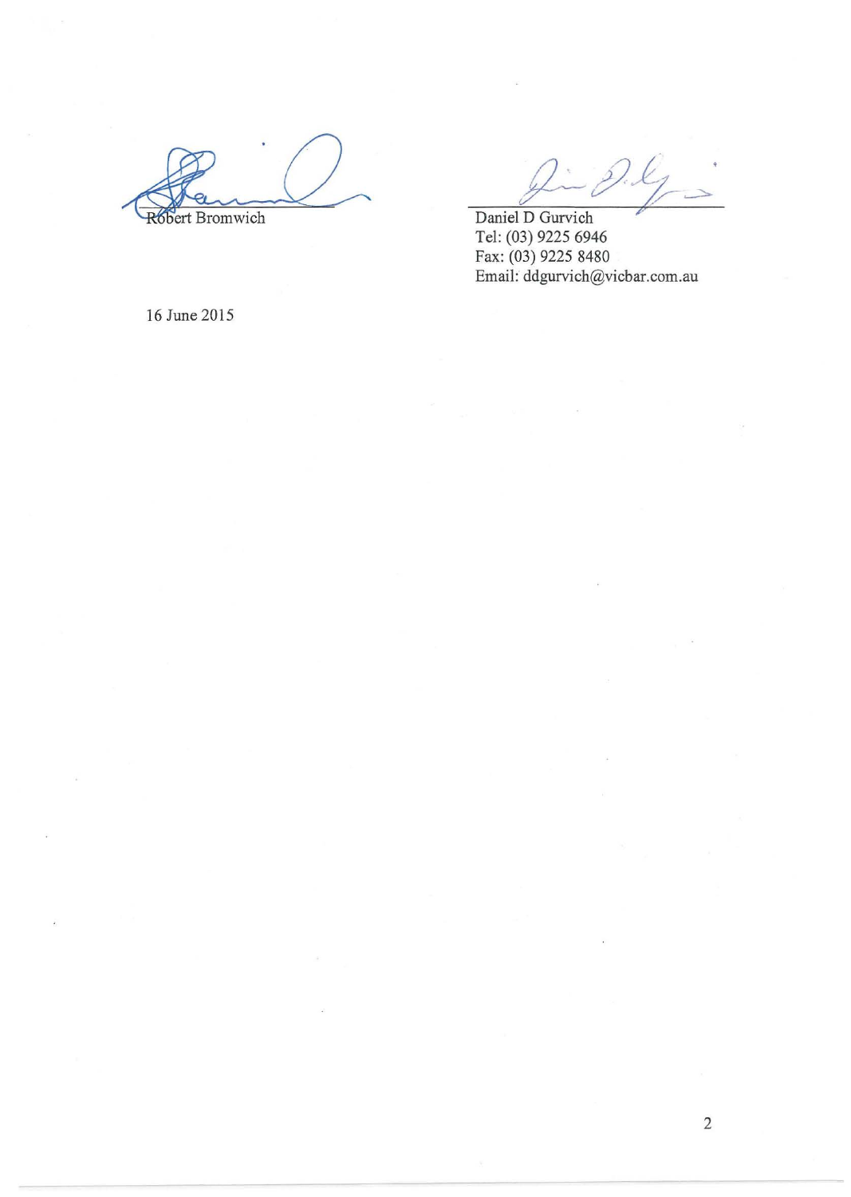Robert Bromwich

Daniel D Gurvich
Tel: (03) 9225 6946
Fax: (03) 9225 8480
Email: ddgurvich@vicbar.com.au

16 June 2015